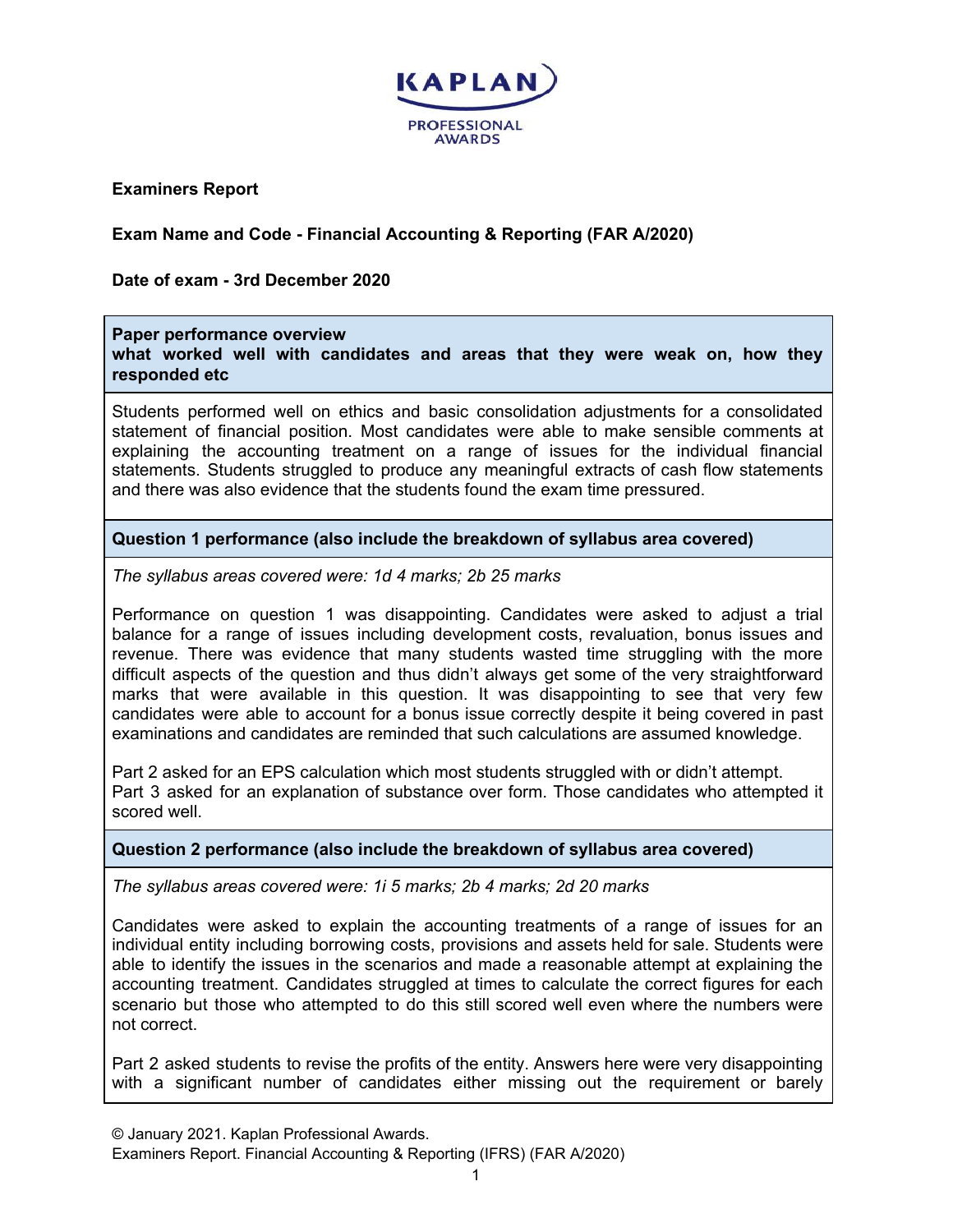**Examiners Report**

**Exam Name and Code - Financial Accounting & Reporting (FAR A/2020)**

**Date of exam - 3rd December 2020**

**Paper performance overview**
**what worked well with candidates and areas that they were weak on, how they responded etc**

Students performed well on ethics and basic consolidation adjustments for a consolidated statement of financial position. Most candidates were able to make sensible comments at explaining the accounting treatment on a range of issues for the individual financial statements. Students struggled to produce any meaningful extracts of cash flow statements and there was also evidence that the students found the exam time pressured.

**Question 1 performance (also include the breakdown of syllabus area covered)**

*The syllabus areas covered were: 1d 4 marks; 2b 25 marks*

Performance on question 1 was disappointing. Candidates were asked to adjust a trial balance for a range of issues including development costs, revaluation, bonus issues and revenue. There was evidence that many students wasted time struggling with the more difficult aspects of the question and thus didn't always get some of the very straightforward marks that were available in this question. It was disappointing to see that very few candidates were able to account for a bonus issue correctly despite it being covered in past examinations and candidates are reminded that such calculations are assumed knowledge.

Part 2 asked for an EPS calculation which most students struggled with or didn't attempt.
Part 3 asked for an explanation of substance over form. Those candidates who attempted it scored well.

**Question 2 performance (also include the breakdown of syllabus area covered)**

*The syllabus areas covered were: 1i 5 marks; 2b 4 marks; 2d 20 marks*

Candidates were asked to explain the accounting treatments of a range of issues for an individual entity including borrowing costs, provisions and assets held for sale. Students were able to identify the issues in the scenarios and made a reasonable attempt at explaining the accounting treatment. Candidates struggled at times to calculate the correct figures for each scenario but those who attempted to do this still scored well even where the numbers were not correct.

Part 2 asked students to revise the profits of the entity. Answers here were very disappointing with a significant number of candidates either missing out the requirement or barely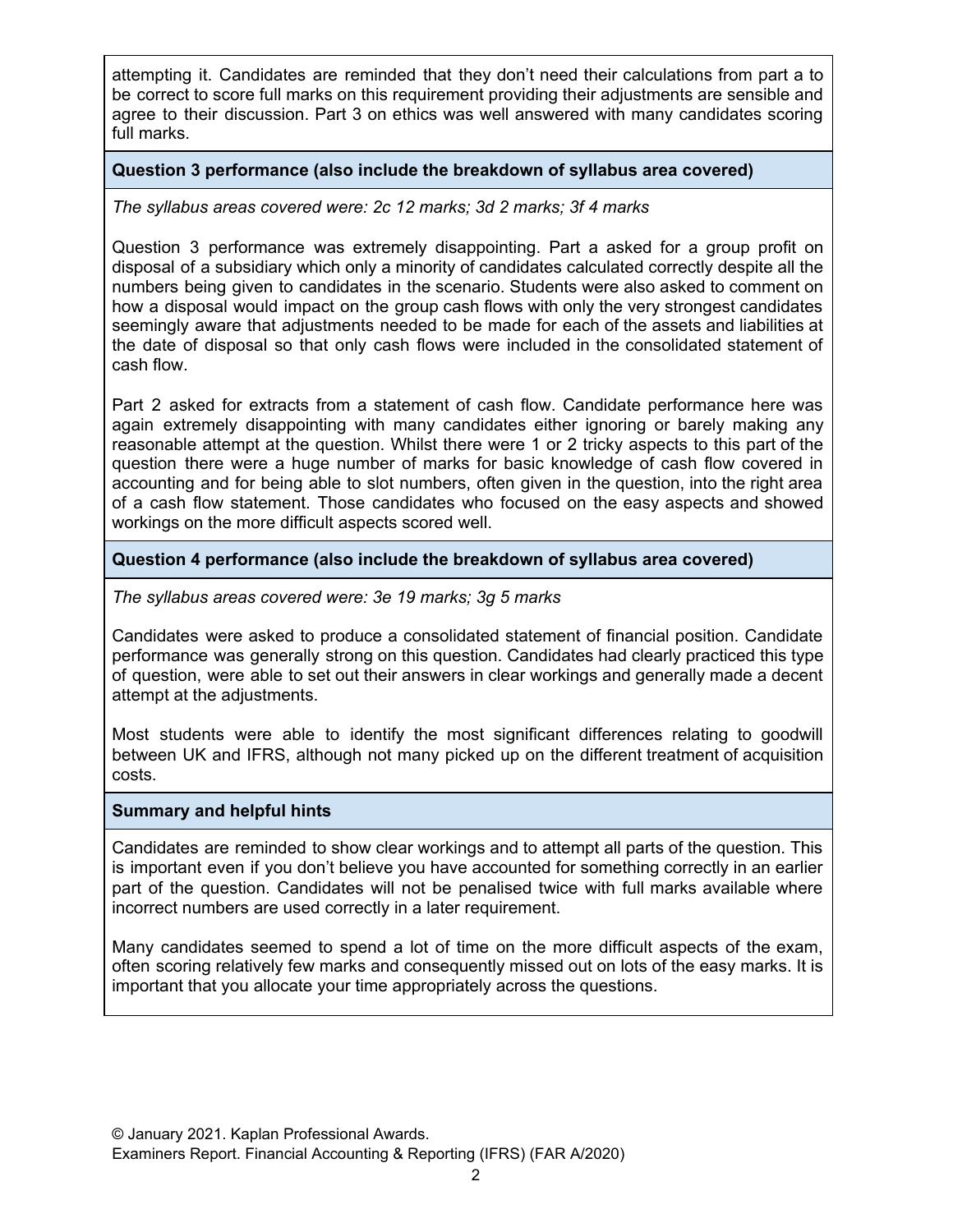attempting it. Candidates are reminded that they don't need their calculations from part a to be correct to score full marks on this requirement providing their adjustments are sensible and agree to their discussion. Part 3 on ethics was well answered with many candidates scoring full marks.

**Question 3 performance (also include the breakdown of syllabus area covered)**

*The syllabus areas covered were: 2c 12 marks; 3d 2 marks; 3f 4 marks*

Question 3 performance was extremely disappointing. Part a asked for a group profit on disposal of a subsidiary which only a minority of candidates calculated correctly despite all the numbers being given to candidates in the scenario. Students were also asked to comment on how a disposal would impact on the group cash flows with only the very strongest candidates seemingly aware that adjustments needed to be made for each of the assets and liabilities at the date of disposal so that only cash flows were included in the consolidated statement of cash flow.

Part 2 asked for extracts from a statement of cash flow. Candidate performance here was again extremely disappointing with many candidates either ignoring or barely making any reasonable attempt at the question. Whilst there were 1 or 2 tricky aspects to this part of the question there were a huge number of marks for basic knowledge of cash flow covered in accounting and for being able to slot numbers, often given in the question, into the right area of a cash flow statement. Those candidates who focused on the easy aspects and showed workings on the more difficult aspects scored well.

**Question 4 performance (also include the breakdown of syllabus area covered)**

*The syllabus areas covered were: 3e 19 marks; 3g 5 marks*

Candidates were asked to produce a consolidated statement of financial position. Candidate performance was generally strong on this question. Candidates had clearly practiced this type of question, were able to set out their answers in clear workings and generally made a decent attempt at the adjustments.

Most students were able to identify the most significant differences relating to goodwill between UK and IFRS, although not many picked up on the different treatment of acquisition costs.

**Summary and helpful hints**

Candidates are reminded to show clear workings and to attempt all parts of the question. This is important even if you don't believe you have accounted for something correctly in an earlier part of the question. Candidates will not be penalised twice with full marks available where incorrect numbers are used correctly in a later requirement.

Many candidates seemed to spend a lot of time on the more difficult aspects of the exam, often scoring relatively few marks and consequently missed out on lots of the easy marks. It is important that you allocate your time appropriately across the questions.

© January 2021. Kaplan Professional Awards.
Examiners Report. Financial Accounting & Reporting (IFRS) (FAR A/2020)